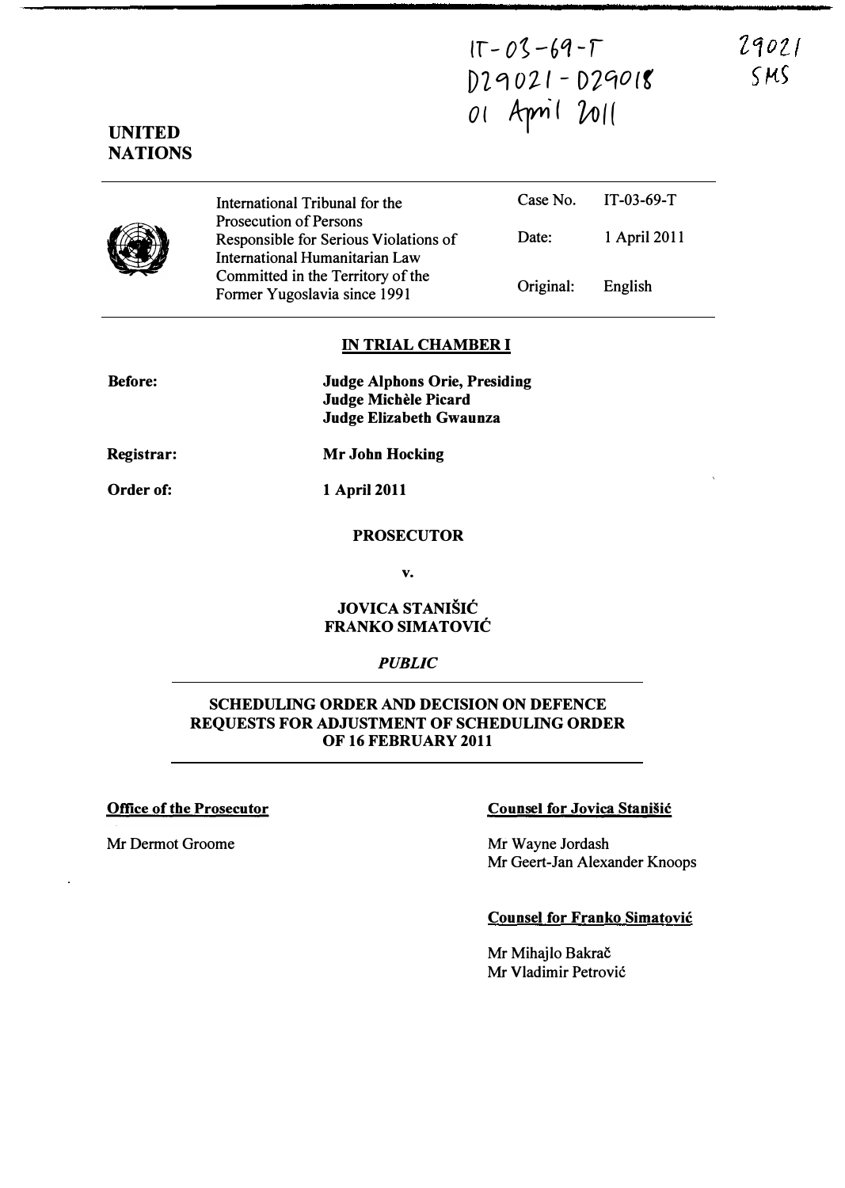IT-03-69-T
D29021 - D29018
01 April 2011

29021
SMS

**UNITED NATIONS**

| International Tribunal for the Prosecution of Persons Responsible for Serious Violations of International Humanitarian Law Committed in the Territory of the Former Yugoslavia since 1991 | Case No. | IT-03-69-T |
| --- | --- | --- |
| | Date: | 1 April 2011 |
| | Original: | English |

## IN TRIAL CHAMBER I

**Before:** **Judge Alphons Orie, Presiding**
**Judge Michèle Picard**
**Judge Elizabeth Gwaunza**

**Registrar:** **Mr John Hocking**

**Order of:** **1 April 2011**

**PROSECUTOR**

**v.**

**JOVICA STANIŠIĆ**
**FRANKO SIMATOVIĆ**

*PUBLIC*

## SCHEDULING ORDER AND DECISION ON DEFENCE REQUESTS FOR ADJUSTMENT OF SCHEDULING ORDER OF 16 FEBRUARY 2011

**Office of the Prosecutor**

Mr Dermot Groome

**Counsel for Jovica Stanišić**

Mr Wayne Jordash
Mr Geert-Jan Alexander Knoops

**Counsel for Franko Simatović**

Mr Mihajlo Bakrač
Mr Vladimir Petrović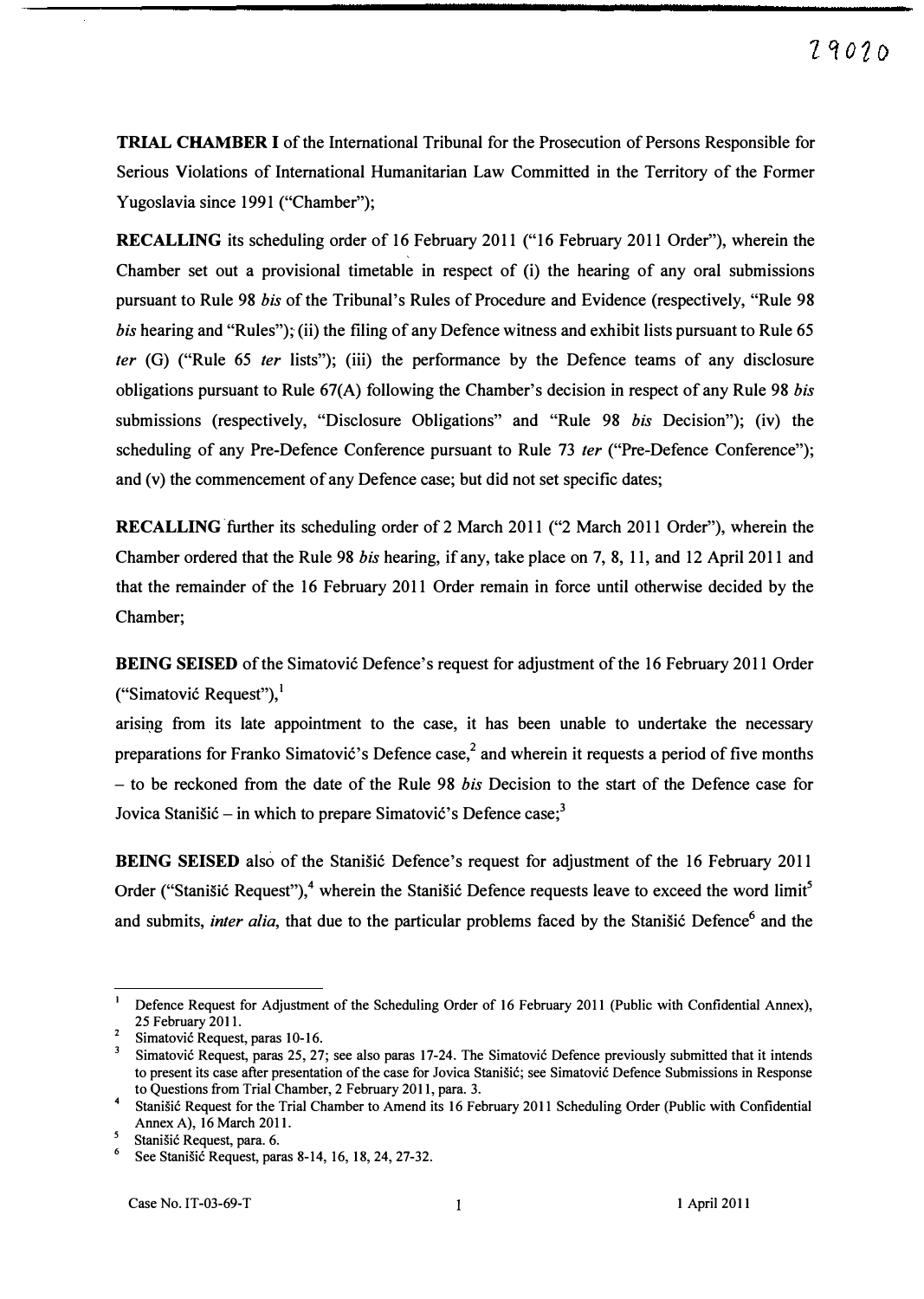**TRIAL CHAMBER I** of the International Tribunal for the Prosecution of Persons Responsible for Serious Violations of International Humanitarian Law Committed in the Territory of the Former Yugoslavia since 1991 ("Chamber");

**RECALLING** its scheduling order of 16 February 2011 ("16 February 2011 Order"), wherein the Chamber set out a provisional timetable in respect of (i) the hearing of any oral submissions pursuant to Rule 98 *bis* of the Tribunal's Rules of Procedure and Evidence (respectively, "Rule 98 *bis* hearing and "Rules"); (ii) the filing of any Defence witness and exhibit lists pursuant to Rule 65 *ter* (G) ("Rule 65 *ter* lists"); (iii) the performance by the Defence teams of any disclosure obligations pursuant to Rule 67(A) following the Chamber's decision in respect of any Rule 98 *bis* submissions (respectively, "Disclosure Obligations" and "Rule 98 *bis* Decision"); (iv) the scheduling of any Pre-Defence Conference pursuant to Rule 73 *ter* ("Pre-Defence Conference"); and (v) the commencement of any Defence case; but did not set specific dates;

**RECALLING** further its scheduling order of 2 March 2011 ("2 March 2011 Order"), wherein the Chamber ordered that the Rule 98 *bis* hearing, if any, take place on 7, 8, 11, and 12 April 2011 and that the remainder of the 16 February 2011 Order remain in force until otherwise decided by the Chamber;

**BEING SEISED** of the Simatović Defence's request for adjustment of the 16 February 2011 Order ("Simatović Request"),[1]

arising from its late appointment to the case, it has been unable to undertake the necessary preparations for Franko Simatović's Defence case,[2] and wherein it requests a period of five months – to be reckoned from the date of the Rule 98 *bis* Decision to the start of the Defence case for Jovica Stanišić – in which to prepare Simatović's Defence case;[3]

**BEING SEISED** also of the Stanišić Defence's request for adjustment of the 16 February 2011 Order ("Stanišić Request"),[4] wherein the Stanišić Defence requests leave to exceed the word limit[5] and submits, *inter alia*, that due to the particular problems faced by the Stanišić Defence[6] and the

---

[1] Defence Request for Adjustment of the Scheduling Order of 16 February 2011 (Public with Confidential Annex), 25 February 2011.

[2] Simatović Request, paras 10-16.

[3] Simatović Request, paras 25, 27; see also paras 17-24. The Simatović Defence previously submitted that it intends to present its case after presentation of the case for Jovica Stanišić; see Simatović Defence Submissions in Response to Questions from Trial Chamber, 2 February 2011, para. 3.

[4] Stanišić Request for the Trial Chamber to Amend its 16 February 2011 Scheduling Order (Public with Confidential Annex A), 16 March 2011.

[5] Stanišić Request, para. 6.

[6] See Stanišić Request, paras 8-14, 16, 18, 24, 27-32.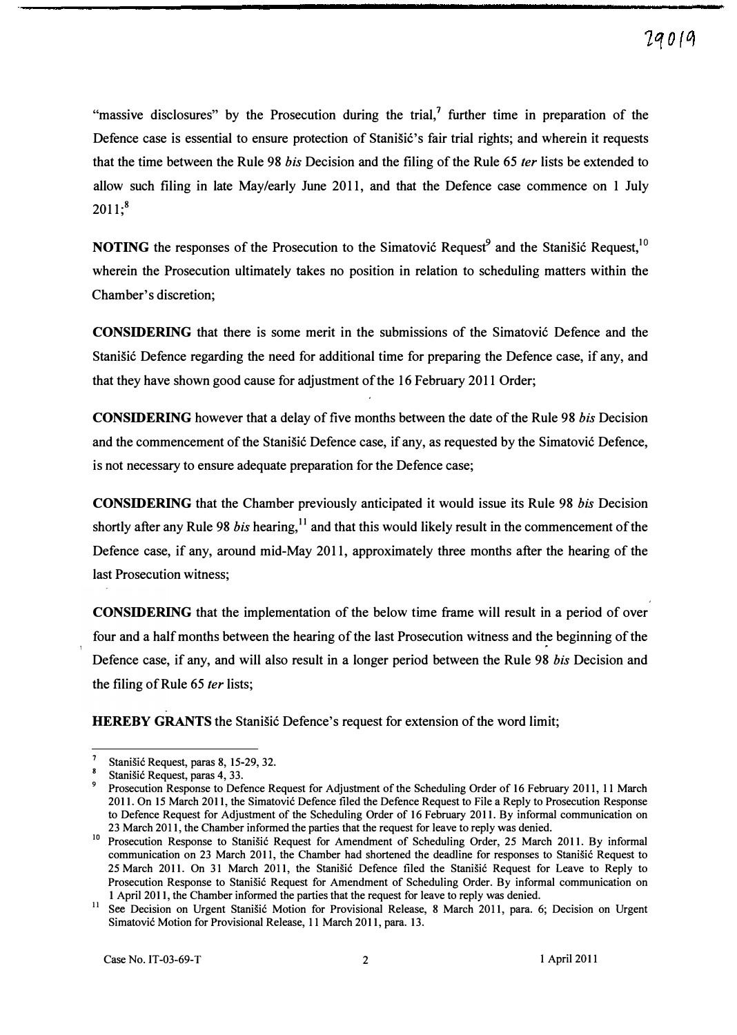"massive disclosures" by the Prosecution during the trial,[7] further time in preparation of the Defence case is essential to ensure protection of Stanišić's fair trial rights; and wherein it requests that the time between the Rule 98 *bis* Decision and the filing of the Rule 65 *ter* lists be extended to allow such filing in late May/early June 2011, and that the Defence case commence on 1 July 2011;[8]

**NOTING** the responses of the Prosecution to the Simatović Request[9] and the Stanišić Request,[10] wherein the Prosecution ultimately takes no position in relation to scheduling matters within the Chamber's discretion;

**CONSIDERING** that there is some merit in the submissions of the Simatović Defence and the Stanišić Defence regarding the need for additional time for preparing the Defence case, if any, and that they have shown good cause for adjustment of the 16 February 2011 Order;

**CONSIDERING** however that a delay of five months between the date of the Rule 98 *bis* Decision and the commencement of the Stanišić Defence case, if any, as requested by the Simatović Defence, is not necessary to ensure adequate preparation for the Defence case;

**CONSIDERING** that the Chamber previously anticipated it would issue its Rule 98 *bis* Decision shortly after any Rule 98 *bis* hearing,[11] and that this would likely result in the commencement of the Defence case, if any, around mid-May 2011, approximately three months after the hearing of the last Prosecution witness;

**CONSIDERING** that the implementation of the below time frame will result in a period of over four and a half months between the hearing of the last Prosecution witness and the beginning of the Defence case, if any, and will also result in a longer period between the Rule 98 *bis* Decision and the filing of Rule 65 *ter* lists;

**HEREBY GRANTS** the Stanišić Defence's request for extension of the word limit;

---

[7] Stanišić Request, paras 8, 15-29, 32.

[8] Stanišić Request, paras 4, 33.

[9] Prosecution Response to Defence Request for Adjustment of the Scheduling Order of 16 February 2011, 11 March 2011. On 15 March 2011, the Simatović Defence filed the Defence Request to File a Reply to Prosecution Response to Defence Request for Adjustment of the Scheduling Order of 16 February 2011. By informal communication on 23 March 2011, the Chamber informed the parties that the request for leave to reply was denied.

[10] Prosecution Response to Stanišić Request for Amendment of Scheduling Order, 25 March 2011. By informal communication on 23 March 2011, the Chamber had shortened the deadline for responses to Stanišić Request to 25 March 2011. On 31 March 2011, the Stanišić Defence filed the Stanišić Request for Leave to Reply to Prosecution Response to Stanišić Request for Amendment of Scheduling Order. By informal communication on 1 April 2011, the Chamber informed the parties that the request for leave to reply was denied.

[11] See Decision on Urgent Stanišić Motion for Provisional Release, 8 March 2011, para. 6; Decision on Urgent Simatović Motion for Provisional Release, 11 March 2011, para. 13.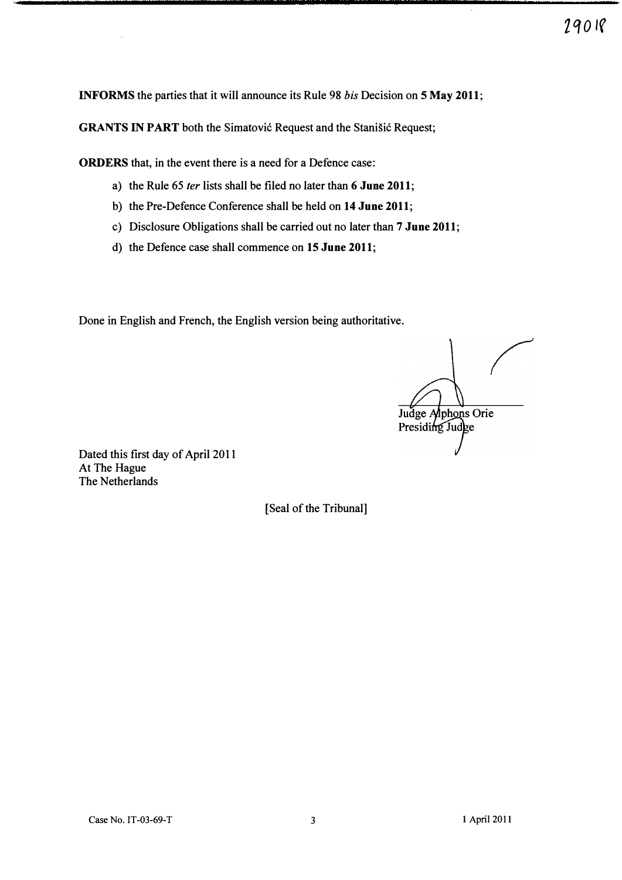**INFORMS** the parties that it will announce its Rule 98 *bis* Decision on **5 May 2011**;

**GRANTS IN PART** both the Simatović Request and the Stanišić Request;

**ORDERS** that, in the event there is a need for a Defence case:

a) the Rule 65 *ter* lists shall be filed no later than **6 June 2011**;

b) the Pre-Defence Conference shall be held on **14 June 2011**;

c) Disclosure Obligations shall be carried out no later than **7 June 2011**;

d) the Defence case shall commence on **15 June 2011**;

Done in English and French, the English version being authoritative.

Judge Alphons Orie
Presiding Judge

Dated this first day of April 2011
At The Hague
The Netherlands

[Seal of the Tribunal]